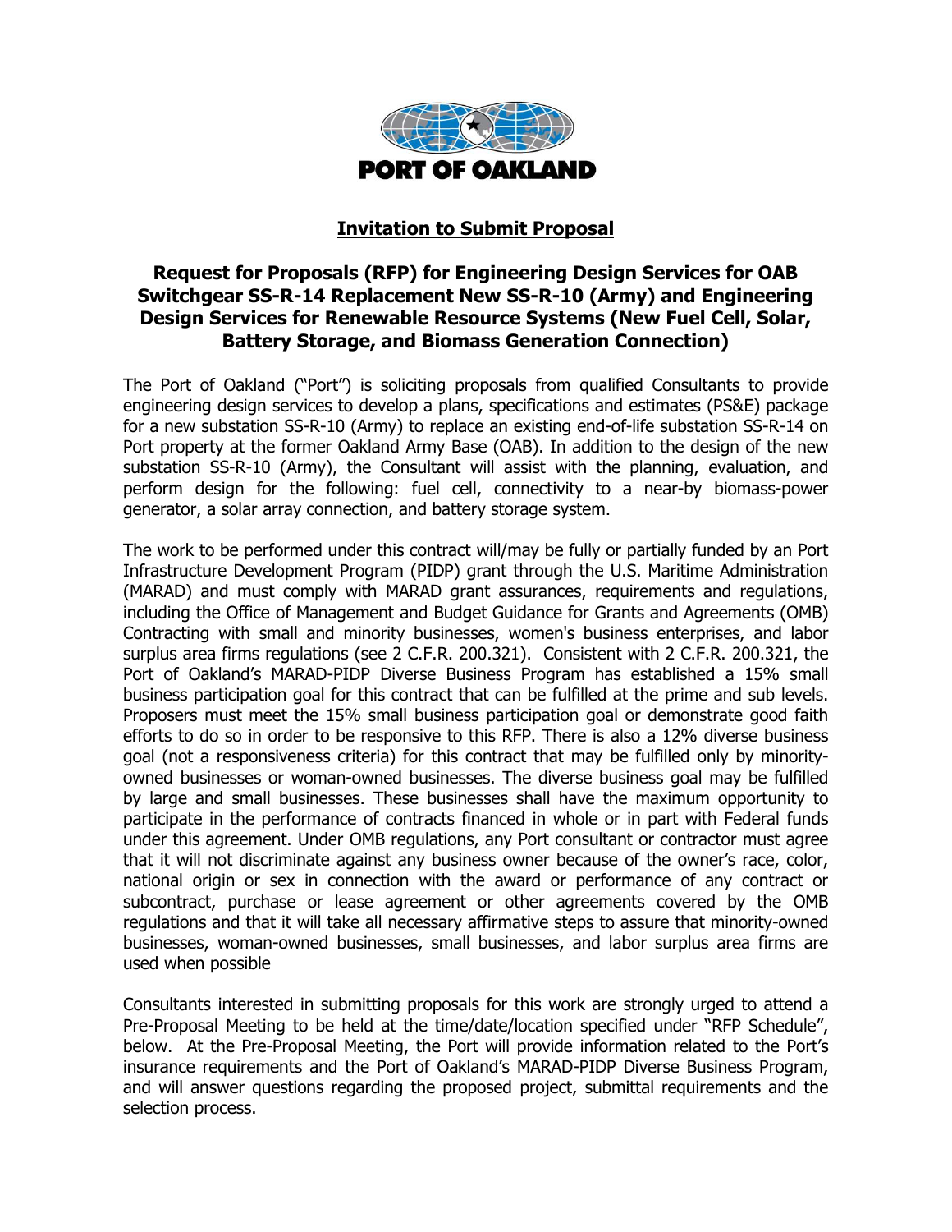PORT OF OAKLAND

## Invitation to Submit Proposal

# Request for Proposals (RFP) for Engineering Design Services for OAB Switchgear SS-R-14 Replacement New SS-R-10 (Army) and Engineering Design Services for Renewable Resource Systems (New Fuel Cell, Solar, Battery Storage, and Biomass Generation Connection)

The Port of Oakland ("Port") is soliciting proposals from qualified Consultants to provide engineering design services to develop a plans, specifications and estimates (PS&E) package for a new substation SS-R-10 (Army) to replace an existing end-of-life substation SS-R-14 on Port property at the former Oakland Army Base (OAB). In addition to the design of the new substation SS-R-10 (Army), the Consultant will assist with the planning, evaluation, and perform design for the following: fuel cell, connectivity to a near-by biomass-power generator, a solar array connection, and battery storage system.

The work to be performed under this contract will/may be fully or partially funded by an Port Infrastructure Development Program (PIDP) grant through the U.S. Maritime Administration (MARAD) and must comply with MARAD grant assurances, requirements and regulations, including the Office of Management and Budget Guidance for Grants and Agreements (OMB) Contracting with small and minority businesses, women's business enterprises, and labor surplus area firms regulations (see 2 C.F.R. 200.321). Consistent with 2 C.F.R. 200.321, the Port of Oakland's MARAD-PIDP Diverse Business Program has established a 15% small business participation goal for this contract that can be fulfilled at the prime and sub levels. Proposers must meet the 15% small business participation goal or demonstrate good faith efforts to do so in order to be responsive to this RFP. There is also a 12% diverse business goal (not a responsiveness criteria) for this contract that may be fulfilled only by minority-owned businesses or woman-owned businesses. The diverse business goal may be fulfilled by large and small businesses. These businesses shall have the maximum opportunity to participate in the performance of contracts financed in whole or in part with Federal funds under this agreement. Under OMB regulations, any Port consultant or contractor must agree that it will not discriminate against any business owner because of the owner's race, color, national origin or sex in connection with the award or performance of any contract or subcontract, purchase or lease agreement or other agreements covered by the OMB regulations and that it will take all necessary affirmative steps to assure that minority-owned businesses, woman-owned businesses, small businesses, and labor surplus area firms are used when possible

Consultants interested in submitting proposals for this work are strongly urged to attend a Pre-Proposal Meeting to be held at the time/date/location specified under "RFP Schedule", below. At the Pre-Proposal Meeting, the Port will provide information related to the Port's insurance requirements and the Port of Oakland's MARAD-PIDP Diverse Business Program, and will answer questions regarding the proposed project, submittal requirements and the selection process.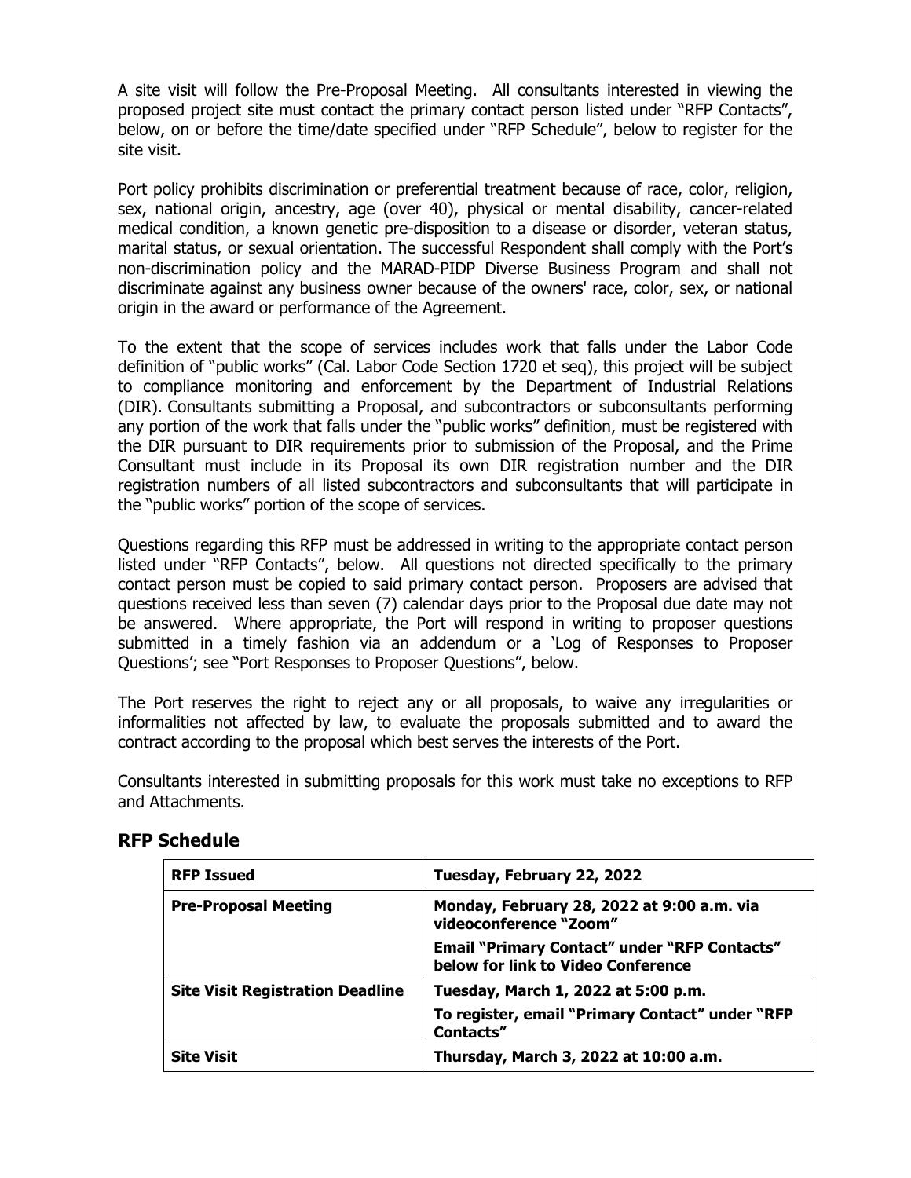A site visit will follow the Pre-Proposal Meeting. All consultants interested in viewing the proposed project site must contact the primary contact person listed under "RFP Contacts", below, on or before the time/date specified under "RFP Schedule", below to register for the site visit.

Port policy prohibits discrimination or preferential treatment because of race, color, religion, sex, national origin, ancestry, age (over 40), physical or mental disability, cancer-related medical condition, a known genetic pre-disposition to a disease or disorder, veteran status, marital status, or sexual orientation. The successful Respondent shall comply with the Port's non-discrimination policy and the MARAD-PIDP Diverse Business Program and shall not discriminate against any business owner because of the owners' race, color, sex, or national origin in the award or performance of the Agreement.

To the extent that the scope of services includes work that falls under the Labor Code definition of "public works" (Cal. Labor Code Section 1720 et seq), this project will be subject to compliance monitoring and enforcement by the Department of Industrial Relations (DIR). Consultants submitting a Proposal, and subcontractors or subconsultants performing any portion of the work that falls under the "public works" definition, must be registered with the DIR pursuant to DIR requirements prior to submission of the Proposal, and the Prime Consultant must include in its Proposal its own DIR registration number and the DIR registration numbers of all listed subcontractors and subconsultants that will participate in the "public works" portion of the scope of services.

Questions regarding this RFP must be addressed in writing to the appropriate contact person listed under "RFP Contacts", below. All questions not directed specifically to the primary contact person must be copied to said primary contact person. Proposers are advised that questions received less than seven (7) calendar days prior to the Proposal due date may not be answered. Where appropriate, the Port will respond in writing to proposer questions submitted in a timely fashion via an addendum or a 'Log of Responses to Proposer Questions'; see "Port Responses to Proposer Questions", below.

The Port reserves the right to reject any or all proposals, to waive any irregularities or informalities not affected by law, to evaluate the proposals submitted and to award the contract according to the proposal which best serves the interests of the Port.

Consultants interested in submitting proposals for this work must take no exceptions to RFP and Attachments.

## RFP Schedule

| **RFP Issued** | **Tuesday, February 22, 2022** |
|---|---|
| **Pre-Proposal Meeting** | **Monday, February 28, 2022 at 9:00 a.m. via videoconference "Zoom"**<br>**Email "Primary Contact" under "RFP Contacts" below for link to Video Conference** |
| **Site Visit Registration Deadline** | **Tuesday, March 1, 2022 at 5:00 p.m.**<br>**To register, email "Primary Contact" under "RFP Contacts"** |
| **Site Visit** | **Thursday, March 3, 2022 at 10:00 a.m.** |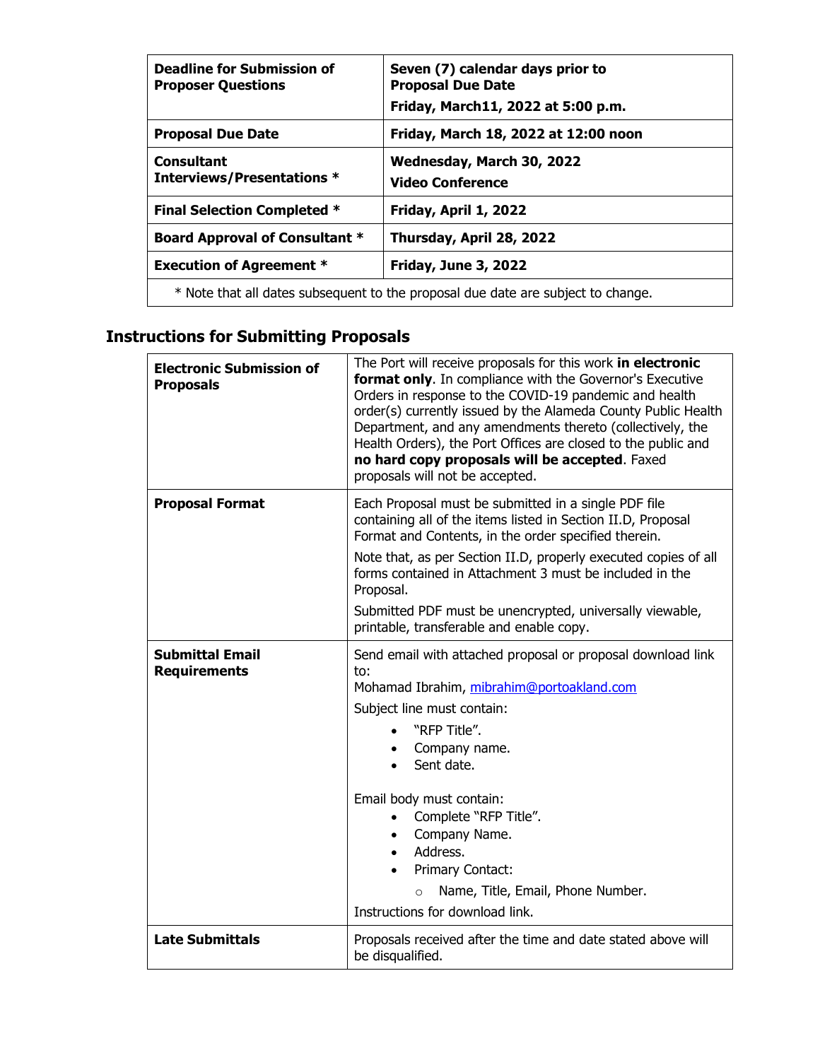| **Deadline for Submission of Proposer Questions** | **Seven (7) calendar days prior to Proposal Due Date**<br>**Friday, March11, 2022 at 5:00 p.m.** |
|---|---|
| **Proposal Due Date** | **Friday, March 18, 2022 at 12:00 noon** |
| **Consultant Interviews/Presentations** * | **Wednesday, March 30, 2022**<br>**Video Conference** |
| **Final Selection Completed** * | **Friday, April 1, 2022** |
| **Board Approval of Consultant** * | **Thursday, April 28, 2022** |
| **Execution of Agreement** * | **Friday, June 3, 2022** |
| * Note that all dates subsequent to the proposal due date are subject to change. | |

## Instructions for Submitting Proposals

| **Electronic Submission of Proposals** | The Port will receive proposals for this work **in electronic format only**. In compliance with the Governor's Executive Orders in response to the COVID-19 pandemic and health order(s) currently issued by the Alameda County Public Health Department, and any amendments thereto (collectively, the Health Orders), the Port Offices are closed to the public and **no hard copy proposals will be accepted**. Faxed proposals will not be accepted. |
|---|---|
| **Proposal Format** | Each Proposal must be submitted in a single PDF file containing all of the items listed in Section II.D, Proposal Format and Contents, in the order specified therein.<br>Note that, as per Section II.D, properly executed copies of all forms contained in Attachment 3 must be included in the Proposal.<br>Submitted PDF must be unencrypted, universally viewable, printable, transferable and enable copy. |
| **Submittal Email Requirements** | Send email with attached proposal or proposal download link to:<br>Mohamad Ibrahim, mibrahim@portoakland.com<br>Subject line must contain:<br>• "RFP Title".<br>• Company name.<br>• Sent date.<br><br>Email body must contain:<br>• Complete "RFP Title".<br>• Company Name.<br>• Address.<br>• Primary Contact:<br>  ○ Name, Title, Email, Phone Number.<br>Instructions for download link. |
| **Late Submittals** | Proposals received after the time and date stated above will be disqualified. |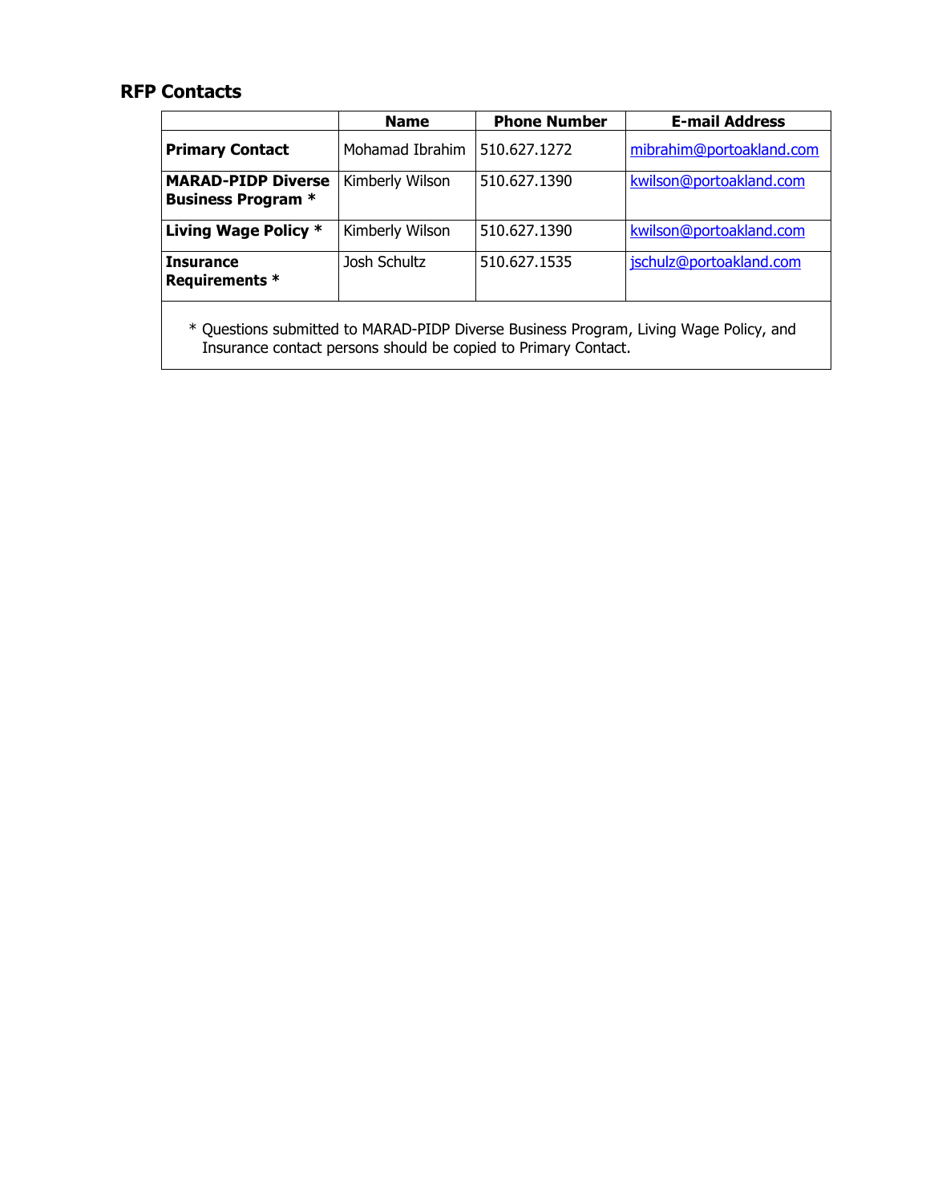## RFP Contacts

| | Name | Phone Number | E-mail Address |
|---|---|---|---|
| **Primary Contact** | Mohamad Ibrahim | 510.627.1272 | mibrahim@portoakland.com |
| **MARAD-PIDP Diverse Business Program *** | Kimberly Wilson | 510.627.1390 | kwilson@portoakland.com |
| **Living Wage Policy *** | Kimberly Wilson | 510.627.1390 | kwilson@portoakland.com |
| **Insurance Requirements *** | Josh Schultz | 510.627.1535 | jschulz@portoakland.com |

\* Questions submitted to MARAD-PIDP Diverse Business Program, Living Wage Policy, and Insurance contact persons should be copied to Primary Contact.